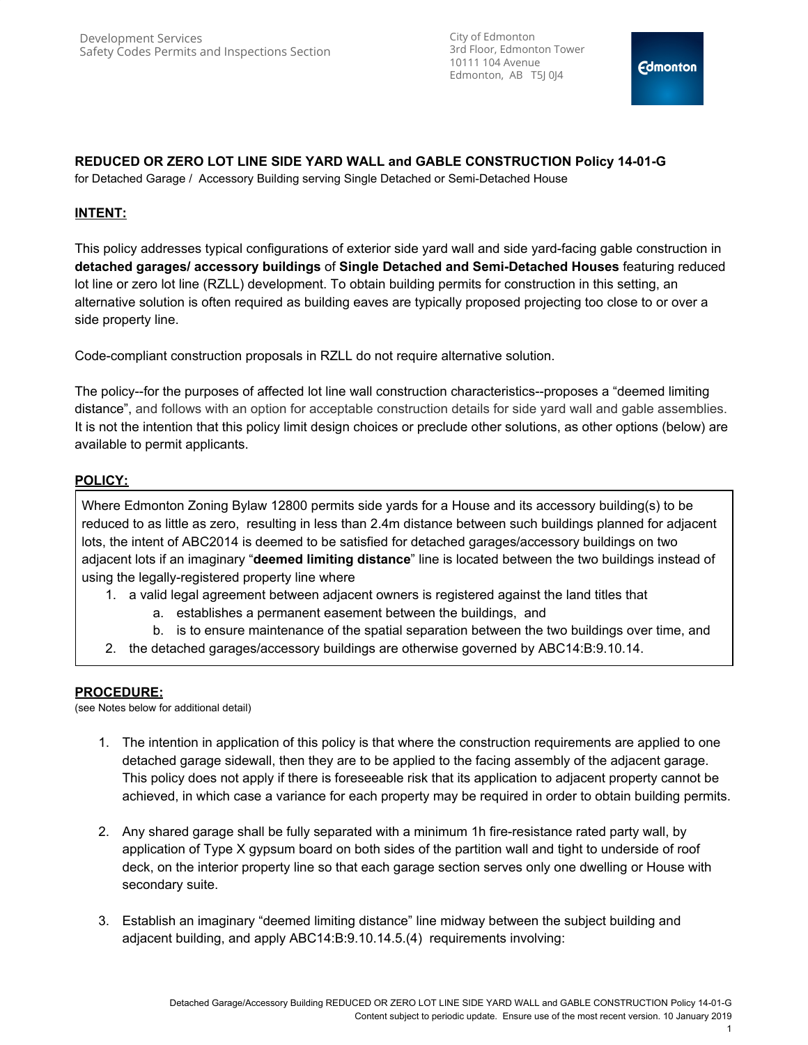Development Services
Safety Codes Permits and Inspections Section

City of Edmonton
3rd Floor, Edmonton Tower
10111 104 Avenue
Edmonton, AB T5J 0J4

**REDUCED OR ZERO LOT LINE SIDE YARD WALL and GABLE CONSTRUCTION Policy 14-01-G**
for Detached Garage / Accessory Building serving Single Detached or Semi-Detached House

## INTENT:

This policy addresses typical configurations of exterior side yard wall and side yard-facing gable construction in **detached garages/ accessory buildings** of **Single Detached and Semi-Detached Houses** featuring reduced lot line or zero lot line (RZLL) development. To obtain building permits for construction in this setting, an alternative solution is often required as building eaves are typically proposed projecting too close to or over a side property line.

Code-compliant construction proposals in RZLL do not require alternative solution.

The policy--for the purposes of affected lot line wall construction characteristics--proposes a "deemed limiting distance", and follows with an option for acceptable construction details for side yard wall and gable assemblies. It is not the intention that this policy limit design choices or preclude other solutions, as other options (below) are available to permit applicants.

## POLICY:

Where Edmonton Zoning Bylaw 12800 permits side yards for a House and its accessory building(s) to be reduced to as little as zero, resulting in less than 2.4m distance between such buildings planned for adjacent lots, the intent of ABC2014 is deemed to be satisfied for detached garages/accessory buildings on two adjacent lots if an imaginary "**deemed limiting distance**" line is located between the two buildings instead of using the legally-registered property line where

1. a valid legal agreement between adjacent owners is registered against the land titles that
   a. establishes a permanent easement between the buildings, and
   b. is to ensure maintenance of the spatial separation between the two buildings over time, and
2. the detached garages/accessory buildings are otherwise governed by ABC14:B:9.10.14.

## PROCEDURE:

(see Notes below for additional detail)

1. The intention in application of this policy is that where the construction requirements are applied to one detached garage sidewall, then they are to be applied to the facing assembly of the adjacent garage. This policy does not apply if there is foreseeable risk that its application to adjacent property cannot be achieved, in which case a variance for each property may be required in order to obtain building permits.

2. Any shared garage shall be fully separated with a minimum 1h fire-resistance rated party wall, by application of Type X gypsum board on both sides of the partition wall and tight to underside of roof deck, on the interior property line so that each garage section serves only one dwelling or House with secondary suite.

3. Establish an imaginary "deemed limiting distance" line midway between the subject building and adjacent building, and apply ABC14:B:9.10.14.5.(4) requirements involving: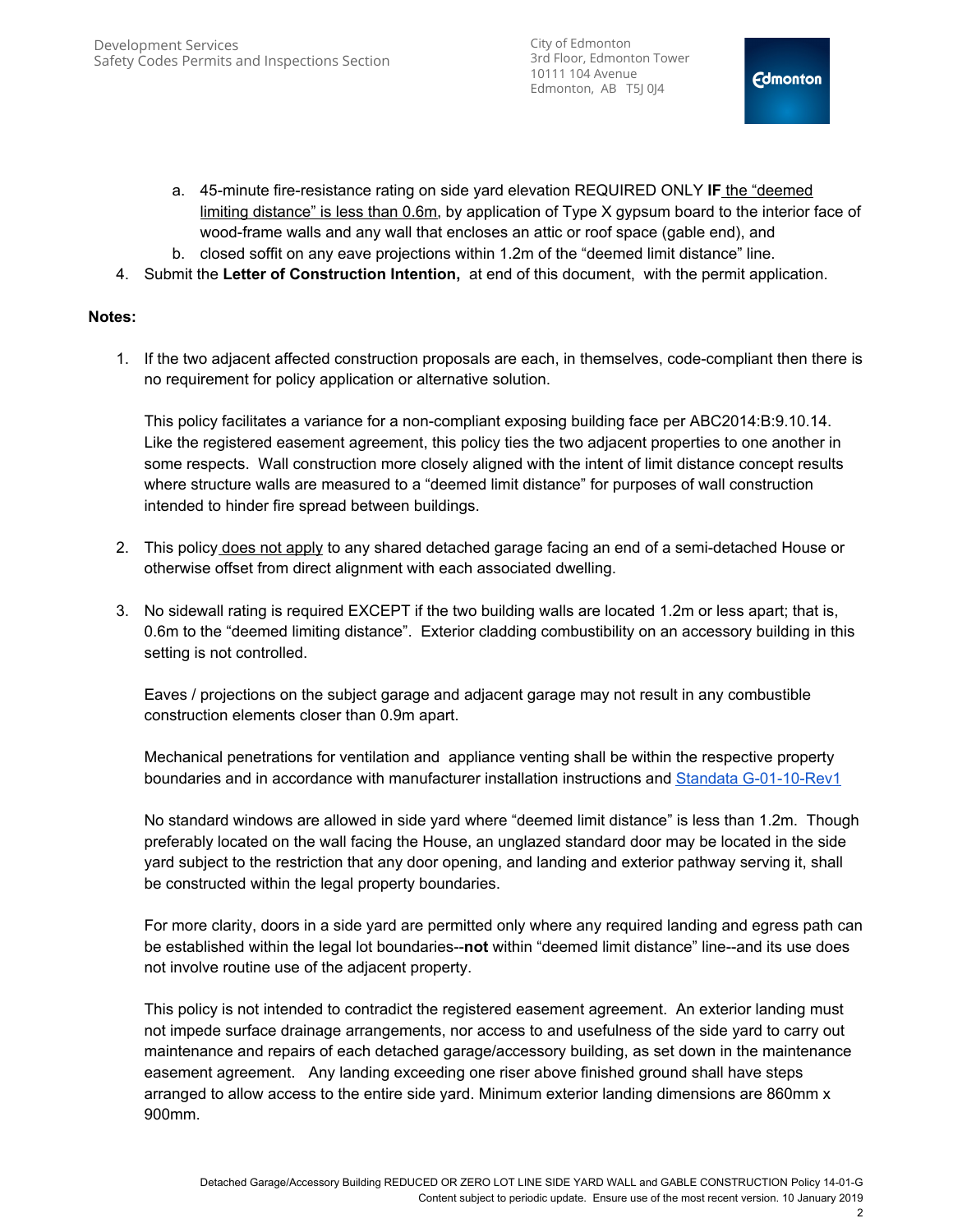a. 45-minute fire-resistance rating on side yard elevation REQUIRED ONLY **IF** the "deemed limiting distance" is less than 0.6m, by application of Type X gypsum board to the interior face of wood-frame walls and any wall that encloses an attic or roof space (gable end), and
b. closed soffit on any eave projections within 1.2m of the "deemed limit distance" line.

4. Submit the **Letter of Construction Intention,** at end of this document, with the permit application.

**Notes:**

1. If the two adjacent affected construction proposals are each, in themselves, code-compliant then there is no requirement for policy application or alternative solution.

   This policy facilitates a variance for a non-compliant exposing building face per ABC2014:B:9.10.14. Like the registered easement agreement, this policy ties the two adjacent properties to one another in some respects. Wall construction more closely aligned with the intent of limit distance concept results where structure walls are measured to a "deemed limit distance" for purposes of wall construction intended to hinder fire spread between buildings.

2. This policy does not apply to any shared detached garage facing an end of a semi-detached House or otherwise offset from direct alignment with each associated dwelling.

3. No sidewall rating is required EXCEPT if the two building walls are located 1.2m or less apart; that is, 0.6m to the "deemed limiting distance". Exterior cladding combustibility on an accessory building in this setting is not controlled.

   Eaves / projections on the subject garage and adjacent garage may not result in any combustible construction elements closer than 0.9m apart.

   Mechanical penetrations for ventilation and appliance venting shall be within the respective property boundaries and in accordance with manufacturer installation instructions and Standata G-01-10-Rev1

   No standard windows are allowed in side yard where "deemed limit distance" is less than 1.2m. Though preferably located on the wall facing the House, an unglazed standard door may be located in the side yard subject to the restriction that any door opening, and landing and exterior pathway serving it, shall be constructed within the legal property boundaries.

   For more clarity, doors in a side yard are permitted only where any required landing and egress path can be established within the legal lot boundaries--**not** within "deemed limit distance" line--and its use does not involve routine use of the adjacent property.

   This policy is not intended to contradict the registered easement agreement. An exterior landing must not impede surface drainage arrangements, nor access to and usefulness of the side yard to carry out maintenance and repairs of each detached garage/accessory building, as set down in the maintenance easement agreement. Any landing exceeding one riser above finished ground shall have steps arranged to allow access to the entire side yard. Minimum exterior landing dimensions are 860mm x 900mm.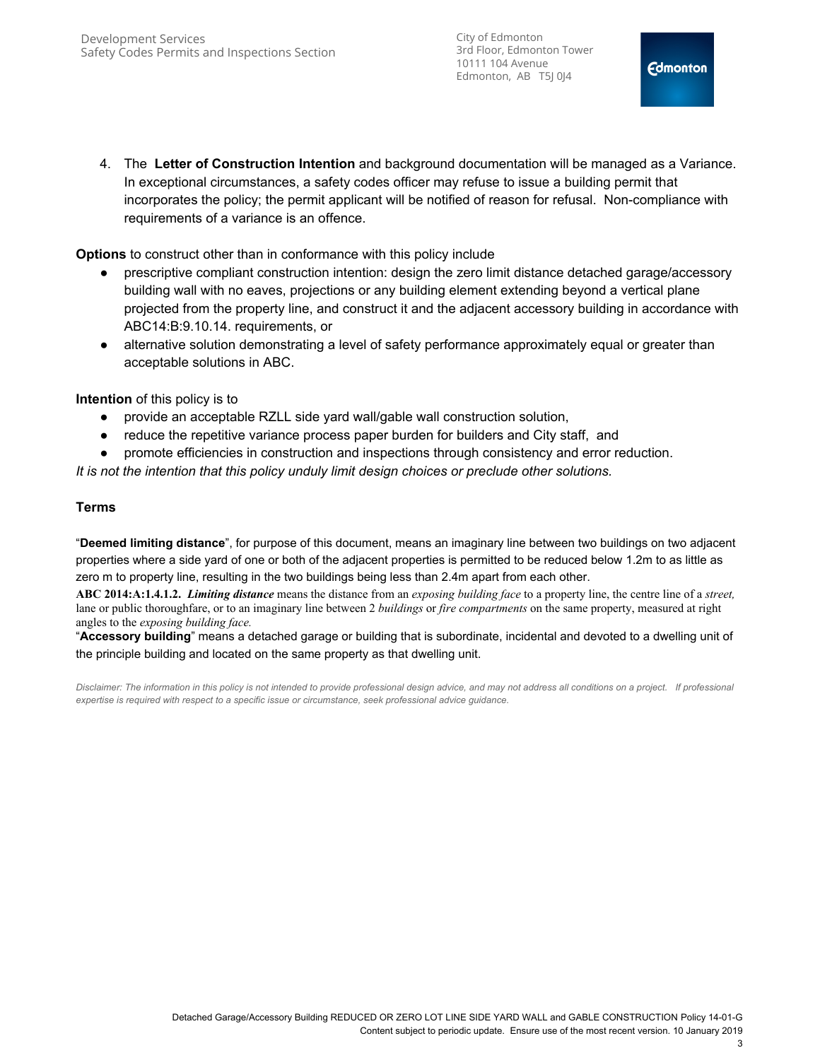4. The **Letter of Construction Intention** and background documentation will be managed as a Variance. In exceptional circumstances, a safety codes officer may refuse to issue a building permit that incorporates the policy; the permit applicant will be notified of reason for refusal. Non-compliance with requirements of a variance is an offence.

**Options** to construct other than in conformance with this policy include

- prescriptive compliant construction intention: design the zero limit distance detached garage/accessory building wall with no eaves, projections or any building element extending beyond a vertical plane projected from the property line, and construct it and the adjacent accessory building in accordance with ABC14:B:9.10.14. requirements, or
- alternative solution demonstrating a level of safety performance approximately equal or greater than acceptable solutions in ABC.

**Intention** of this policy is to

- provide an acceptable RZLL side yard wall/gable wall construction solution,
- reduce the repetitive variance process paper burden for builders and City staff, and
- promote efficiencies in construction and inspections through consistency and error reduction.

*It is not the intention that this policy unduly limit design choices or preclude other solutions.*

### Terms

"**Deemed limiting distance**", for purpose of this document, means an imaginary line between two buildings on two adjacent properties where a side yard of one or both of the adjacent properties is permitted to be reduced below 1.2m to as little as zero m to property line, resulting in the two buildings being less than 2.4m apart from each other.

**ABC 2014:A:1.4.1.2.** ***Limiting distance*** means the distance from an *exposing building face* to a property line, the centre line of a *street,* lane or public thoroughfare, or to an imaginary line between 2 *buildings* or *fire compartments* on the same property, measured at right angles to the *exposing building face.*

"**Accessory building**" means a detached garage or building that is subordinate, incidental and devoted to a dwelling unit of the principle building and located on the same property as that dwelling unit.

*Disclaimer: The information in this policy is not intended to provide professional design advice, and may not address all conditions on a project. If professional expertise is required with respect to a specific issue or circumstance, seek professional advice guidance.*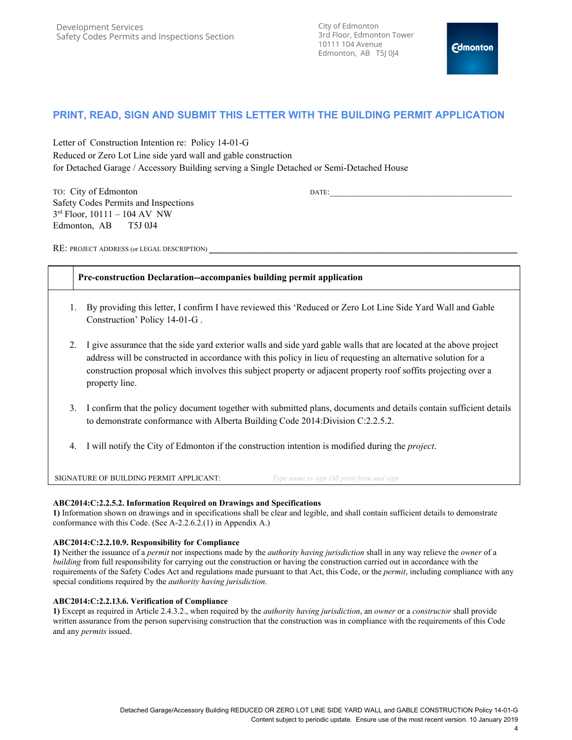Development Services
Safety Codes Permits and Inspections Section

City of Edmonton
3rd Floor, Edmonton Tower
10111 104 Avenue
Edmonton, AB T5J 0J4

## PRINT, READ, SIGN AND SUBMIT THIS LETTER WITH THE BUILDING PERMIT APPLICATION

Letter of Construction Intention re: Policy 14-01-G
Reduced or Zero Lot Line side yard wall and gable construction
for Detached Garage / Accessory Building serving a Single Detached or Semi-Detached House

TO: City of Edmonton
Safety Codes Permits and Inspections
3rd Floor, 10111 – 104 AV NW
Edmonton, AB T5J 0J4

DATE:\_\_\_\_\_\_\_\_\_\_\_\_\_\_\_\_\_\_\_\_\_\_\_\_\_\_\_\_\_\_\_\_\_\_\_\_\_\_\_\_\_\_\_\_\_\_

RE: PROJECT ADDRESS (or LEGAL DESCRIPTION) \_\_\_\_\_\_\_\_\_\_\_\_\_\_\_\_\_\_\_\_\_\_\_\_\_\_\_\_\_\_\_\_\_\_\_\_\_\_\_\_\_\_\_\_\_\_\_\_\_\_\_\_\_\_\_\_\_\_\_\_\_\_\_\_

**Pre-construction Declaration--accompanies building permit application**

1. By providing this letter, I confirm I have reviewed this 'Reduced or Zero Lot Line Side Yard Wall and Gable Construction' Policy 14-01-G .
2. I give assurance that the side yard exterior walls and side yard gable walls that are located at the above project address will be constructed in accordance with this policy in lieu of requesting an alternative solution for a construction proposal which involves this subject property or adjacent property roof soffits projecting over a property line.
3. I confirm that the policy document together with submitted plans, documents and details contain sufficient details to demonstrate conformance with Alberta Building Code 2014:Division C:2.2.5.2.
4. I will notify the City of Edmonton if the construction intention is modified during the *project*.

SIGNATURE OF BUILDING PERMIT APPLICANT: Type name to sign OR print form and sign

**ABC2014:C:2.2.5.2. Information Required on Drawings and Specifications**
**1)** Information shown on drawings and in specifications shall be clear and legible, and shall contain sufficient details to demonstrate conformance with this Code. (See A-2.2.6.2.(1) in Appendix A.)

**ABC2014:C:2.2.10.9. Responsibility for Compliance**
**1)** Neither the issuance of a *permit* nor inspections made by the *authority having jurisdiction* shall in any way relieve the *owner* of a *building* from full responsibility for carrying out the construction or having the construction carried out in accordance with the requirements of the Safety Codes Act and regulations made pursuant to that Act, this Code, or the *permit*, including compliance with any special conditions required by the *authority having jurisdiction*.

**ABC2014:C:2.2.13.6. Verification of Compliance**
**1)** Except as required in Article 2.4.3.2., when required by the *authority having jurisdiction*, an *owner* or a *constructor* shall provide written assurance from the person supervising construction that the construction was in compliance with the requirements of this Code and any *permits* issued.